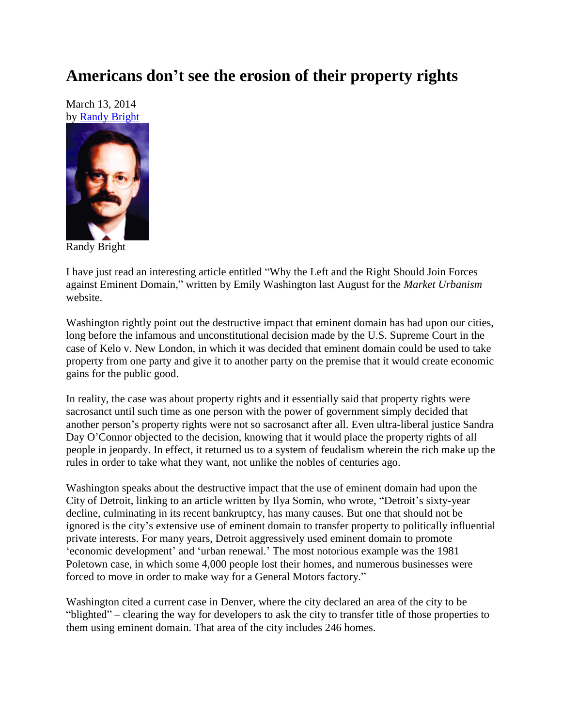# Americans don't see the erosion of their property rights

March 13, 2014
by Randy Bright

Randy Bright

I have just read an interesting article entitled "Why the Left and the Right Should Join Forces against Eminent Domain," written by Emily Washington last August for the *Market Urbanism* website.

Washington rightly point out the destructive impact that eminent domain has had upon our cities, long before the infamous and unconstitutional decision made by the U.S. Supreme Court in the case of Kelo v. New London, in which it was decided that eminent domain could be used to take property from one party and give it to another party on the premise that it would create economic gains for the public good.

In reality, the case was about property rights and it essentially said that property rights were sacrosanct until such time as one person with the power of government simply decided that another person's property rights were not so sacrosanct after all. Even ultra-liberal justice Sandra Day O'Connor objected to the decision, knowing that it would place the property rights of all people in jeopardy. In effect, it returned us to a system of feudalism wherein the rich make up the rules in order to take what they want, not unlike the nobles of centuries ago.

Washington speaks about the destructive impact that the use of eminent domain had upon the City of Detroit, linking to an article written by Ilya Somin, who wrote, "Detroit's sixty-year decline, culminating in its recent bankruptcy, has many causes. But one that should not be ignored is the city's extensive use of eminent domain to transfer property to politically influential private interests. For many years, Detroit aggressively used eminent domain to promote 'economic development' and 'urban renewal.' The most notorious example was the 1981 Poletown case, in which some 4,000 people lost their homes, and numerous businesses were forced to move in order to make way for a General Motors factory."

Washington cited a current case in Denver, where the city declared an area of the city to be "blighted" – clearing the way for developers to ask the city to transfer title of those properties to them using eminent domain. That area of the city includes 246 homes.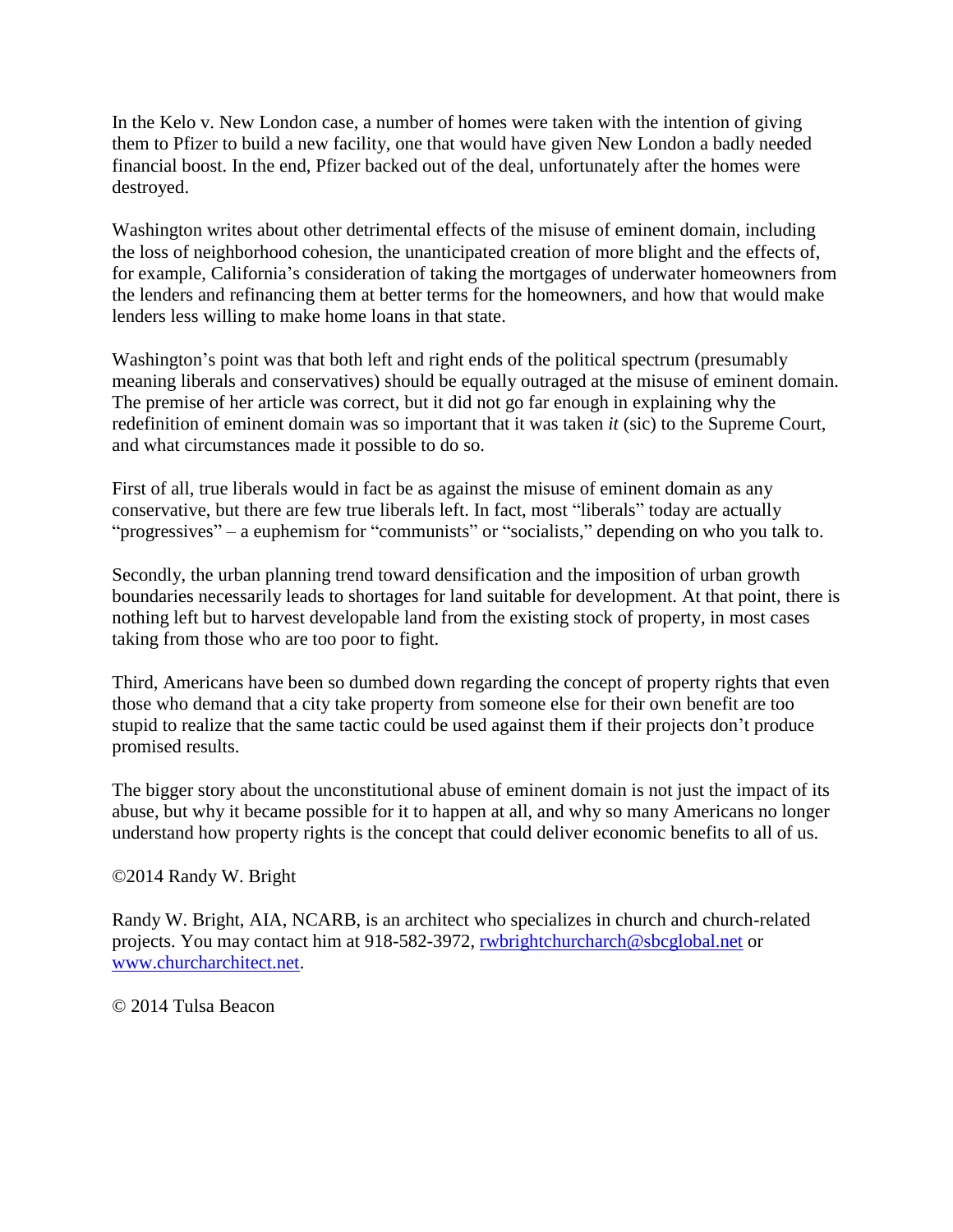In the Kelo v. New London case, a number of homes were taken with the intention of giving them to Pfizer to build a new facility, one that would have given New London a badly needed financial boost. In the end, Pfizer backed out of the deal, unfortunately after the homes were destroyed.

Washington writes about other detrimental effects of the misuse of eminent domain, including the loss of neighborhood cohesion, the unanticipated creation of more blight and the effects of, for example, California's consideration of taking the mortgages of underwater homeowners from the lenders and refinancing them at better terms for the homeowners, and how that would make lenders less willing to make home loans in that state.

Washington's point was that both left and right ends of the political spectrum (presumably meaning liberals and conservatives) should be equally outraged at the misuse of eminent domain. The premise of her article was correct, but it did not go far enough in explaining why the redefinition of eminent domain was so important that it was taken *it* (sic) to the Supreme Court, and what circumstances made it possible to do so.

First of all, true liberals would in fact be as against the misuse of eminent domain as any conservative, but there are few true liberals left. In fact, most "liberals" today are actually "progressives" – a euphemism for "communists" or "socialists," depending on who you talk to.

Secondly, the urban planning trend toward densification and the imposition of urban growth boundaries necessarily leads to shortages for land suitable for development. At that point, there is nothing left but to harvest developable land from the existing stock of property, in most cases taking from those who are too poor to fight.

Third, Americans have been so dumbed down regarding the concept of property rights that even those who demand that a city take property from someone else for their own benefit are too stupid to realize that the same tactic could be used against them if their projects don't produce promised results.

The bigger story about the unconstitutional abuse of eminent domain is not just the impact of its abuse, but why it became possible for it to happen at all, and why so many Americans no longer understand how property rights is the concept that could deliver economic benefits to all of us.

©2014 Randy W. Bright

Randy W. Bright, AIA, NCARB, is an architect who specializes in church and church-related projects. You may contact him at 918-582-3972, rwbrightchurcharch@sbcglobal.net or www.churcharchitect.net.

© 2014 Tulsa Beacon